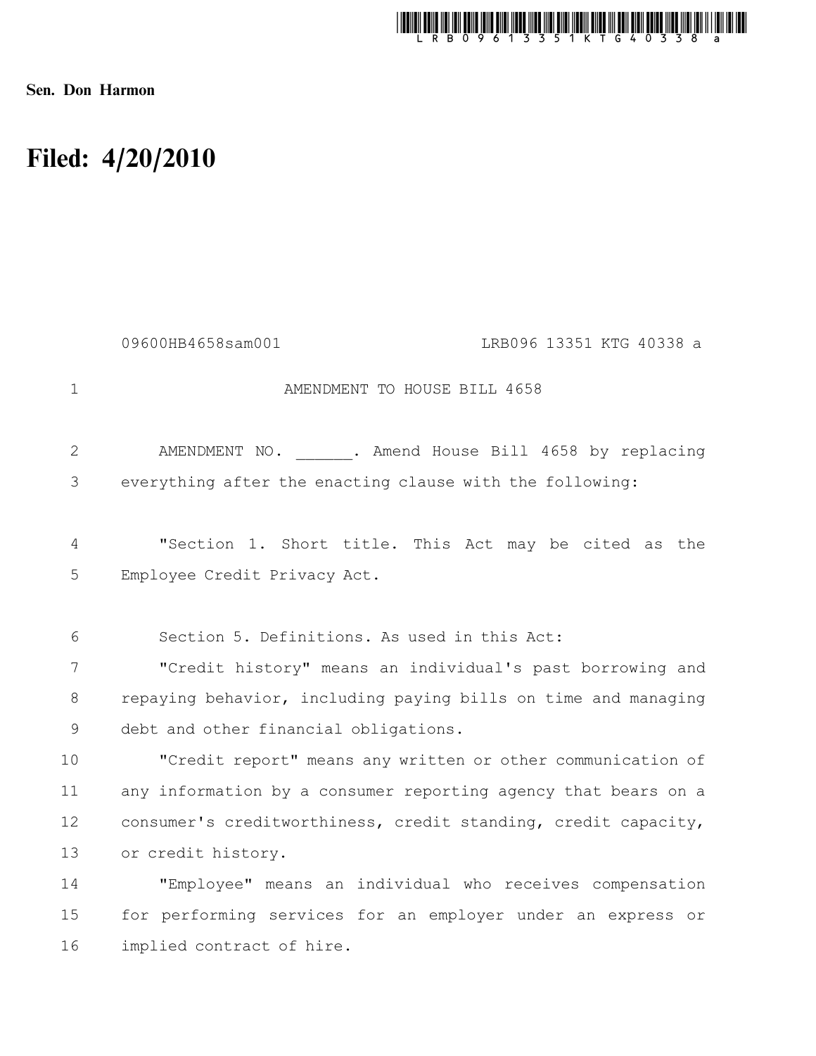Sen. Don Harmon

# Filed: 4/20/2010

09600HB4658sam001 LRB096 13351 KTG 40338 a

AMENDMENT TO HOUSE BILL 4658

AMENDMENT NO. ______. Amend House Bill 4658 by replacing everything after the enacting clause with the following:

"Section 1. Short title. This Act may be cited as the Employee Credit Privacy Act.

Section 5. Definitions. As used in this Act:

"Credit history" means an individual's past borrowing and repaying behavior, including paying bills on time and managing debt and other financial obligations.

"Credit report" means any written or other communication of any information by a consumer reporting agency that bears on a consumer's creditworthiness, credit standing, credit capacity, or credit history.

"Employee" means an individual who receives compensation for performing services for an employer under an express or implied contract of hire.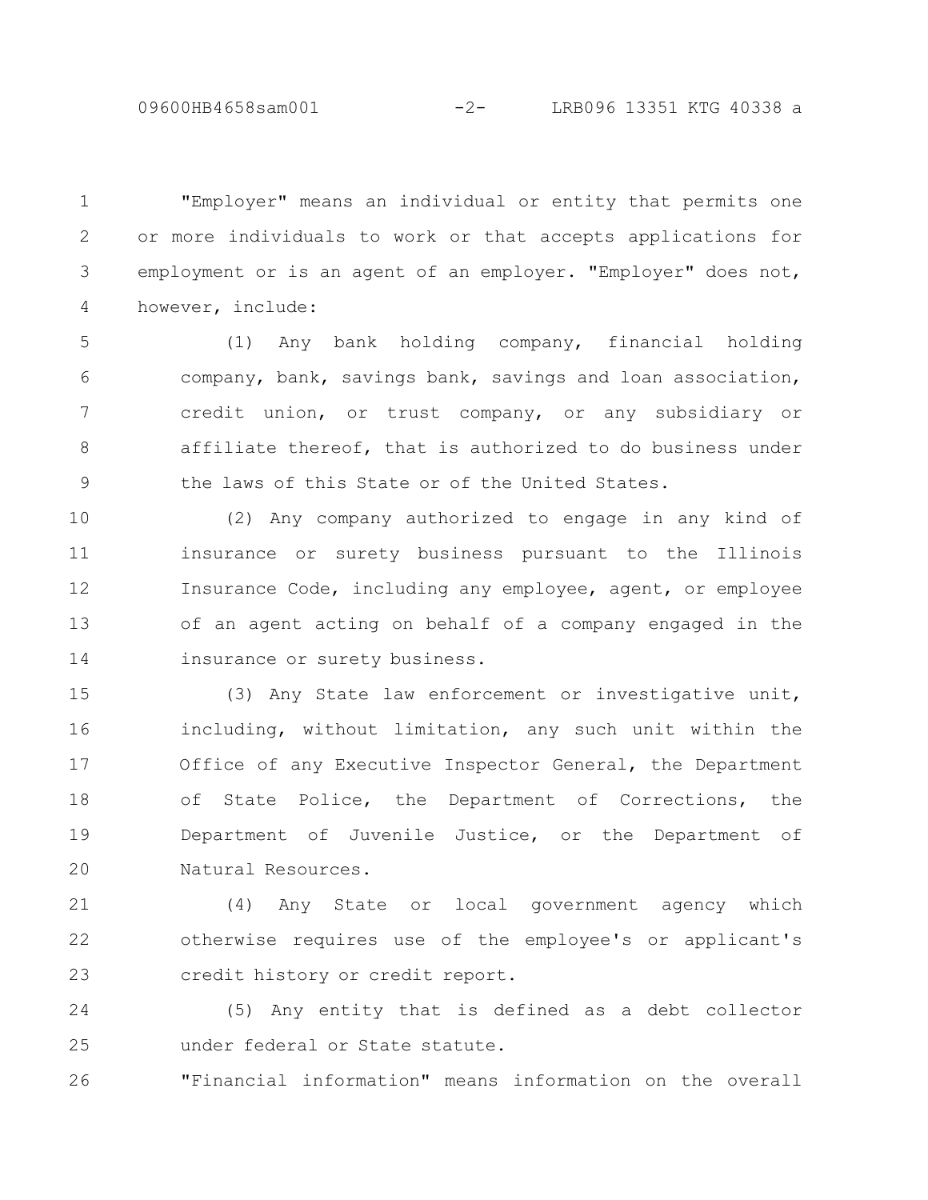"Employer" means an individual or entity that permits one or more individuals to work or that accepts applications for employment or is an agent of an employer. "Employer" does not, however, include:

(1) Any bank holding company, financial holding company, bank, savings bank, savings and loan association, credit union, or trust company, or any subsidiary or affiliate thereof, that is authorized to do business under the laws of this State or of the United States.

(2) Any company authorized to engage in any kind of insurance or surety business pursuant to the Illinois Insurance Code, including any employee, agent, or employee of an agent acting on behalf of a company engaged in the insurance or surety business.

(3) Any State law enforcement or investigative unit, including, without limitation, any such unit within the Office of any Executive Inspector General, the Department of State Police, the Department of Corrections, the Department of Juvenile Justice, or the Department of Natural Resources.

(4) Any State or local government agency which otherwise requires use of the employee's or applicant's credit history or credit report.

(5) Any entity that is defined as a debt collector under federal or State statute.

"Financial information" means information on the overall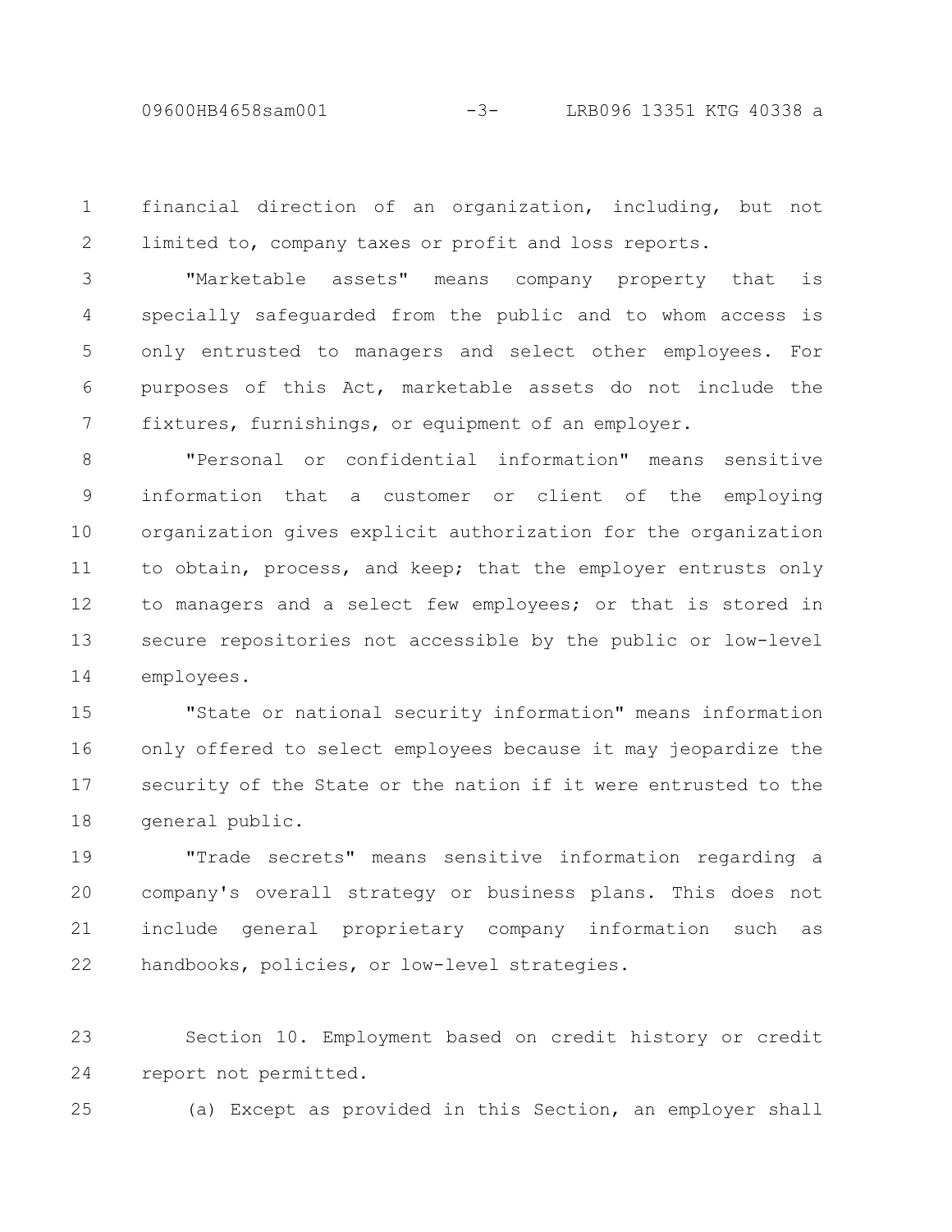financial direction of an organization, including, but not limited to, company taxes or profit and loss reports.

"Marketable assets" means company property that is specially safeguarded from the public and to whom access is only entrusted to managers and select other employees. For purposes of this Act, marketable assets do not include the fixtures, furnishings, or equipment of an employer.

"Personal or confidential information" means sensitive information that a customer or client of the employing organization gives explicit authorization for the organization to obtain, process, and keep; that the employer entrusts only to managers and a select few employees; or that is stored in secure repositories not accessible by the public or low-level employees.

"State or national security information" means information only offered to select employees because it may jeopardize the security of the State or the nation if it were entrusted to the general public.

"Trade secrets" means sensitive information regarding a company's overall strategy or business plans. This does not include general proprietary company information such as handbooks, policies, or low-level strategies.

Section 10. Employment based on credit history or credit report not permitted.

(a) Except as provided in this Section, an employer shall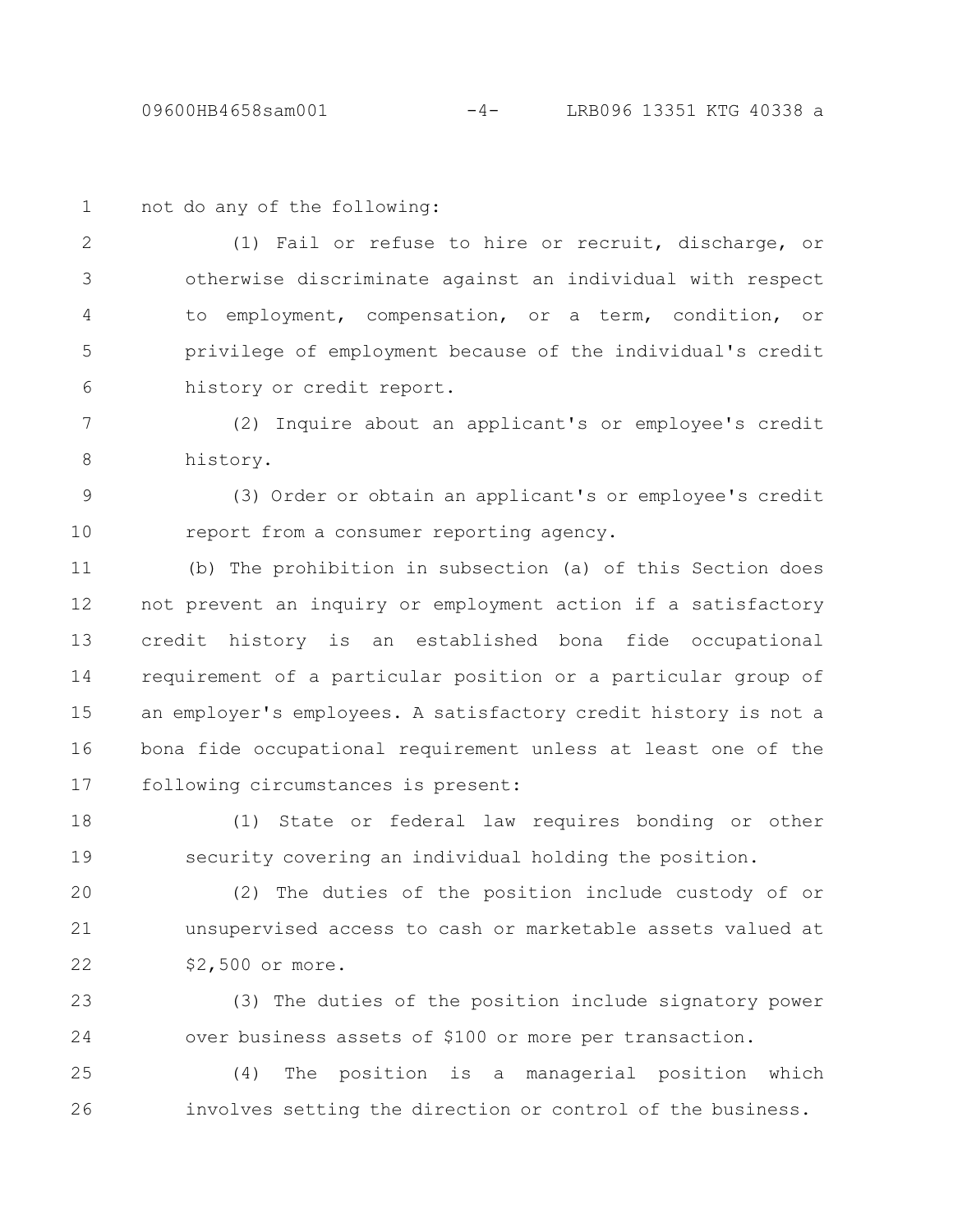not do any of the following:

(1) Fail or refuse to hire or recruit, discharge, or otherwise discriminate against an individual with respect to employment, compensation, or a term, condition, or privilege of employment because of the individual's credit history or credit report.

(2) Inquire about an applicant's or employee's credit history.

(3) Order or obtain an applicant's or employee's credit report from a consumer reporting agency.

(b) The prohibition in subsection (a) of this Section does not prevent an inquiry or employment action if a satisfactory credit history is an established bona fide occupational requirement of a particular position or a particular group of an employer's employees. A satisfactory credit history is not a bona fide occupational requirement unless at least one of the following circumstances is present:

(1) State or federal law requires bonding or other security covering an individual holding the position.

(2) The duties of the position include custody of or unsupervised access to cash or marketable assets valued at $2,500 or more.

(3) The duties of the position include signatory power over business assets of $100 or more per transaction.

(4) The position is a managerial position which involves setting the direction or control of the business.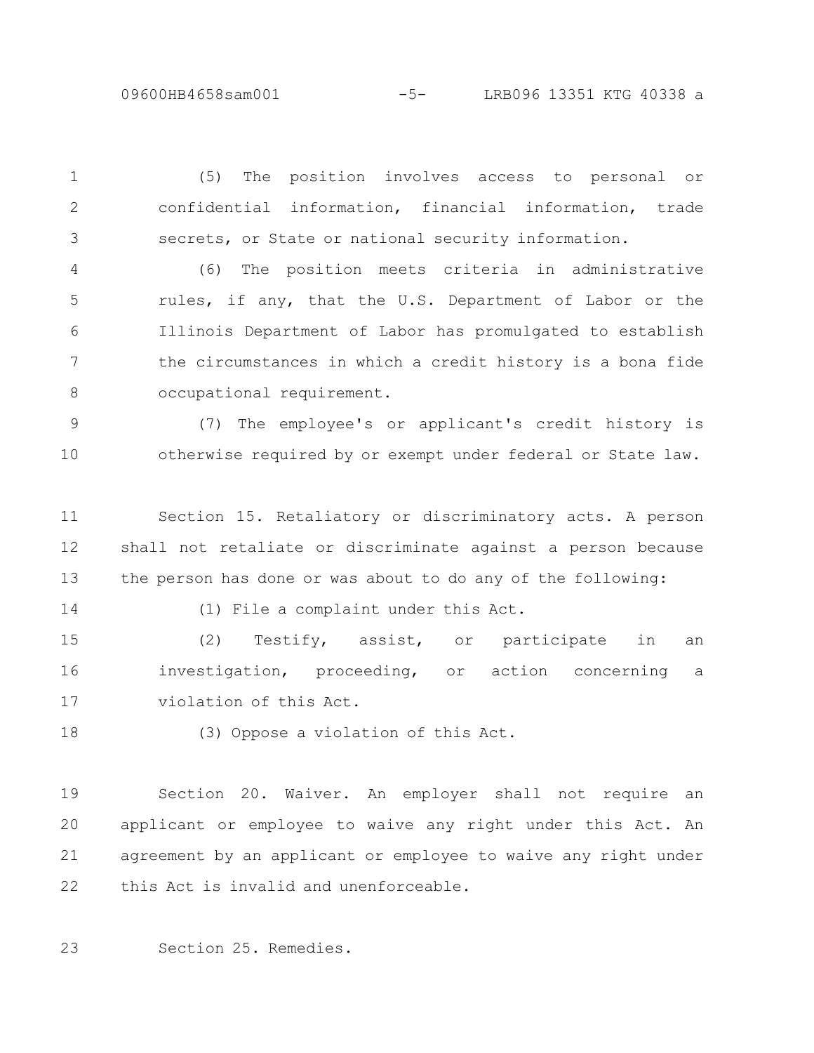(5) The position involves access to personal or confidential information, financial information, trade secrets, or State or national security information.

(6) The position meets criteria in administrative rules, if any, that the U.S. Department of Labor or the Illinois Department of Labor has promulgated to establish the circumstances in which a credit history is a bona fide occupational requirement.

(7) The employee's or applicant's credit history is otherwise required by or exempt under federal or State law.

Section 15. Retaliatory or discriminatory acts. A person shall not retaliate or discriminate against a person because the person has done or was about to do any of the following:

(1) File a complaint under this Act.

(2) Testify, assist, or participate in an investigation, proceeding, or action concerning a violation of this Act.

(3) Oppose a violation of this Act.

Section 20. Waiver. An employer shall not require an applicant or employee to waive any right under this Act. An agreement by an applicant or employee to waive any right under this Act is invalid and unenforceable.

Section 25. Remedies.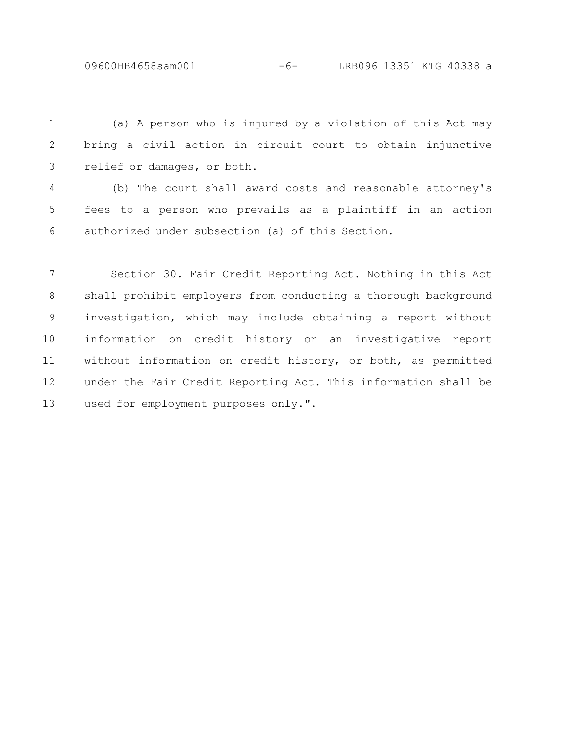(a) A person who is injured by a violation of this Act may bring a civil action in circuit court to obtain injunctive relief or damages, or both.

(b) The court shall award costs and reasonable attorney's fees to a person who prevails as a plaintiff in an action authorized under subsection (a) of this Section.

Section 30. Fair Credit Reporting Act. Nothing in this Act shall prohibit employers from conducting a thorough background investigation, which may include obtaining a report without information on credit history or an investigative report without information on credit history, or both, as permitted under the Fair Credit Reporting Act. This information shall be used for employment purposes only.".